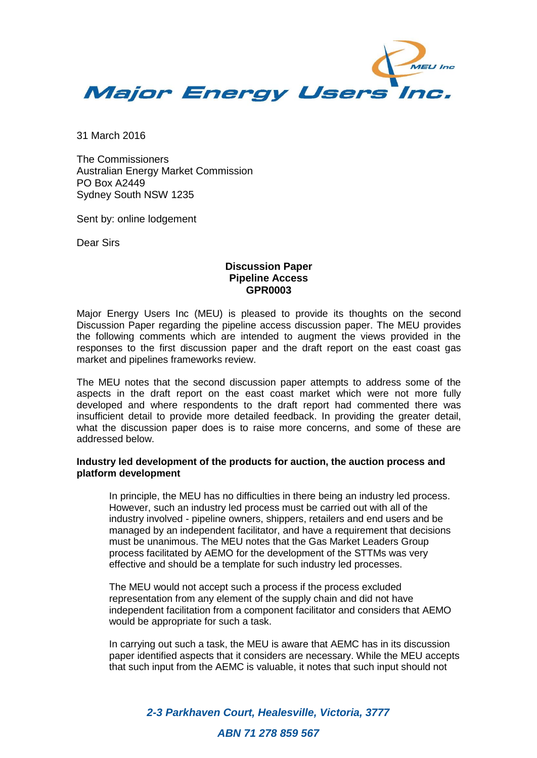# Major Energy Users Inc.

31 March 2016

The Commissioners
Australian Energy Market Commission
PO Box A2449
Sydney South NSW 1235

Sent by: online lodgement

Dear Sirs

**Discussion Paper**
**Pipeline Access**
**GPR0003**

Major Energy Users Inc (MEU) is pleased to provide its thoughts on the second Discussion Paper regarding the pipeline access discussion paper. The MEU provides the following comments which are intended to augment the views provided in the responses to the first discussion paper and the draft report on the east coast gas market and pipelines frameworks review.

The MEU notes that the second discussion paper attempts to address some of the aspects in the draft report on the east coast market which were not more fully developed and where respondents to the draft report had commented there was insufficient detail to provide more detailed feedback. In providing the greater detail, what the discussion paper does is to raise more concerns, and some of these are addressed below.

**Industry led development of the products for auction, the auction process and platform development**

In principle, the MEU has no difficulties in there being an industry led process. However, such an industry led process must be carried out with all of the industry involved - pipeline owners, shippers, retailers and end users and be managed by an independent facilitator, and have a requirement that decisions must be unanimous. The MEU notes that the Gas Market Leaders Group process facilitated by AEMO for the development of the STTMs was very effective and should be a template for such industry led processes.

The MEU would not accept such a process if the process excluded representation from any element of the supply chain and did not have independent facilitation from a component facilitator and considers that AEMO would be appropriate for such a task.

In carrying out such a task, the MEU is aware that AEMC has in its discussion paper identified aspects that it considers are necessary. While the MEU accepts that such input from the AEMC is valuable, it notes that such input should not

*2-3 Parkhaven Court, Healesville, Victoria, 3777*

*ABN 71 278 859 567*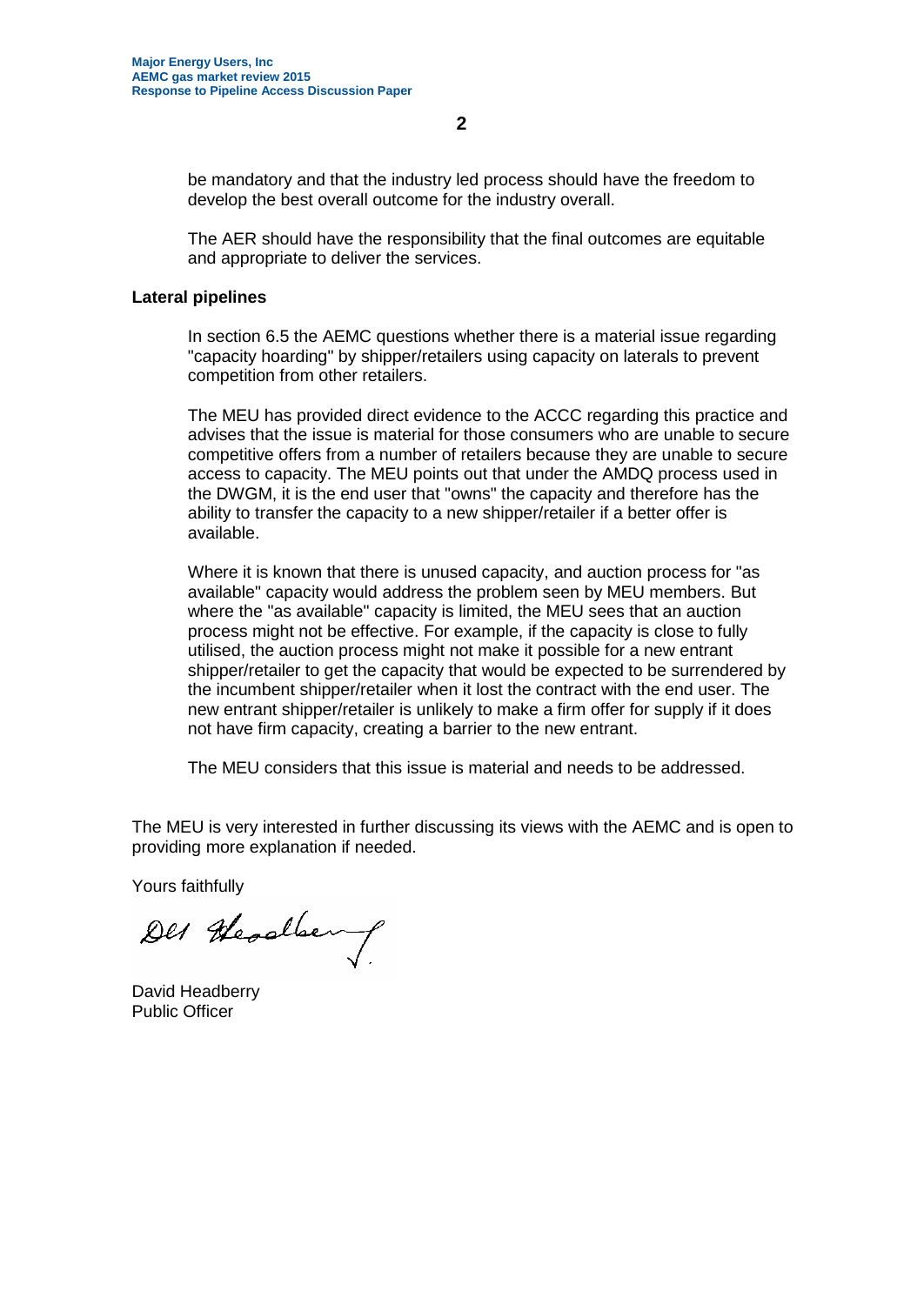be mandatory and that the industry led process should have the freedom to develop the best overall outcome for the industry overall.

The AER should have the responsibility that the final outcomes are equitable and appropriate to deliver the services.

**Lateral pipelines**

In section 6.5 the AEMC questions whether there is a material issue regarding "capacity hoarding" by shipper/retailers using capacity on laterals to prevent competition from other retailers.

The MEU has provided direct evidence to the ACCC regarding this practice and advises that the issue is material for those consumers who are unable to secure competitive offers from a number of retailers because they are unable to secure access to capacity. The MEU points out that under the AMDQ process used in the DWGM, it is the end user that "owns" the capacity and therefore has the ability to transfer the capacity to a new shipper/retailer if a better offer is available.

Where it is known that there is unused capacity, and auction process for "as available" capacity would address the problem seen by MEU members. But where the "as available" capacity is limited, the MEU sees that an auction process might not be effective. For example, if the capacity is close to fully utilised, the auction process might not make it possible for a new entrant shipper/retailer to get the capacity that would be expected to be surrendered by the incumbent shipper/retailer when it lost the contract with the end user. The new entrant shipper/retailer is unlikely to make a firm offer for supply if it does not have firm capacity, creating a barrier to the new entrant.

The MEU considers that this issue is material and needs to be addressed.

The MEU is very interested in further discussing its views with the AEMC and is open to providing more explanation if needed.

Yours faithfully

David Headberry
Public Officer